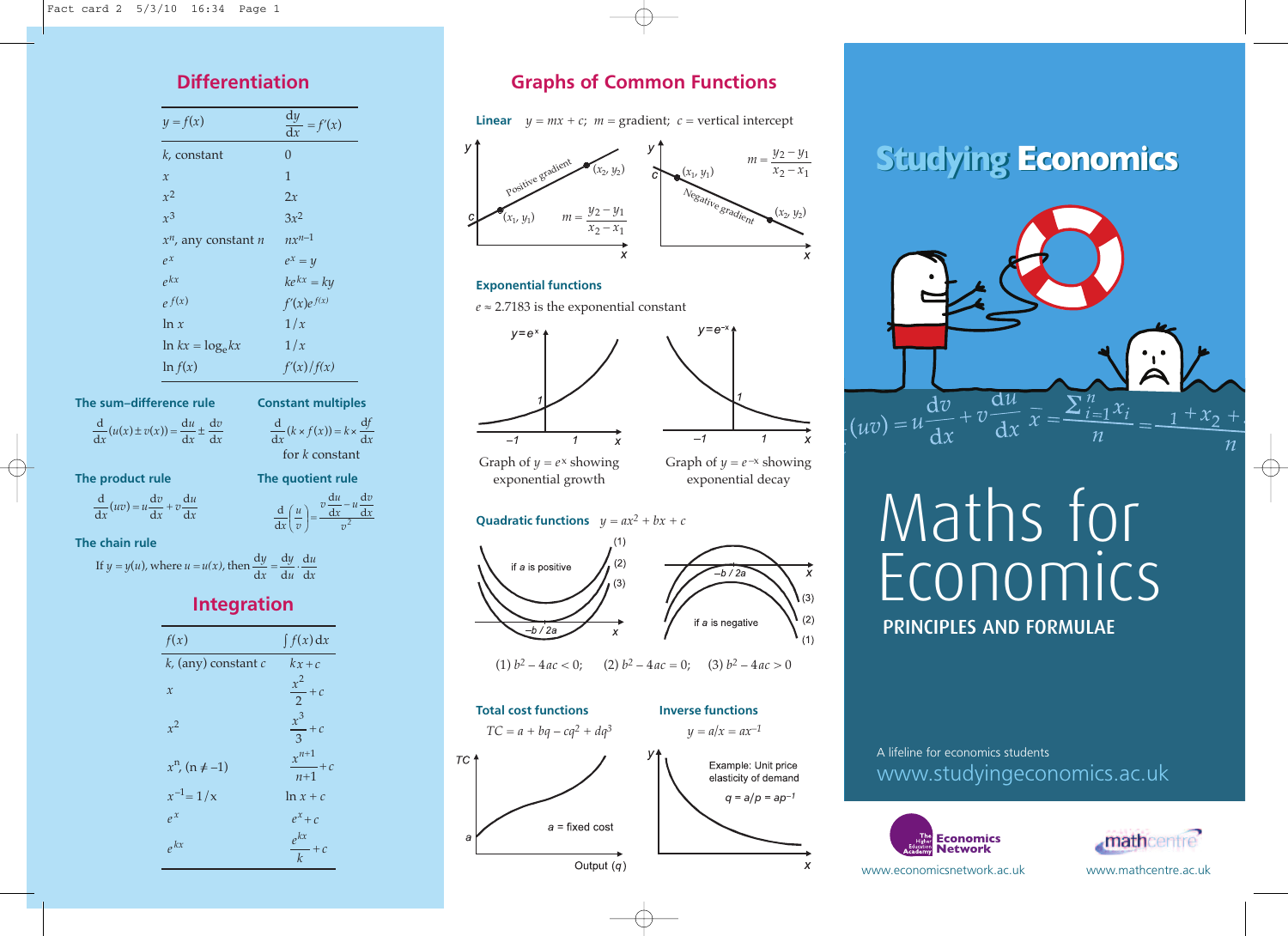## Differentiation

| $y = f(x)$ | $\frac{dy}{dx} = f'(x)$ |
|---|---|
| $k$, constant | $0$ |
| $x$ | $1$ |
| $x^2$ | $2x$ |
| $x^3$ | $3x^2$ |
| $x^n$, any constant $n$ | $nx^{n-1}$ |
| $e^x$ | $e^x = y$ |
| $e^{kx}$ | $ke^{kx} = ky$ |
| $e^{f(x)}$ | $f'(x)e^{f(x)}$ |
| $\ln x$ | $1/x$ |
| $\ln kx = \log_e kx$ | $1/x$ |
| $\ln f(x)$ | $f'(x)/f(x)$ |

**The sum–difference rule**

$$\frac{d}{dx}(u(x) \pm v(x)) = \frac{du}{dx} \pm \frac{dv}{dx}$$

**Constant multiples**

$$\frac{d}{dx}(k \times f(x)) = k \times \frac{df}{dx}$$

for $k$ constant

**The product rule**

$$\frac{d}{dx}(uv) = u\frac{dv}{dx} + v\frac{du}{dx}$$

**The quotient rule**

$$\frac{d}{dx}\left(\frac{u}{v}\right) = \frac{v\frac{du}{dx} - u\frac{dv}{dx}}{v^2}$$

**The chain rule**

If $y = y(u)$, where $u = u(x)$, then $\frac{dy}{dx} = \frac{dy}{du} \cdot \frac{du}{dx}$

## Integration

| $f(x)$ | $\int f(x)\,dx$ |
|---|---|
| $k$, (any) constant $c$ | $kx + c$ |
| $x$ | $\frac{x^2}{2} + c$ |
| $x^2$ | $\frac{x^3}{3} + c$ |
| $x^n$, $(n \neq -1)$ | $\frac{x^{n+1}}{n+1} + c$ |
| $x^{-1} = 1/x$ | $\ln x + c$ |
| $e^x$ | $e^x + c$ |
| $e^{kx}$ | $\frac{e^{kx}}{k} + c$ |

## Graphs of Common Functions

**Linear** $y = mx + c$; $m$ = gradient; $c$ = vertical intercept

Positive gradient: $m = \frac{y_2 - y_1}{x_2 - x_1}$

Negative gradient: $m = \frac{y_2 - y_1}{x_2 - x_1}$

**Exponential functions**

$e \approx 2.7183$ is the exponential constant

Graph of $y = e^x$ showing exponential growth

Graph of $y = e^{-x}$ showing exponential decay

**Quadratic functions** $y = ax^2 + bx + c$

if $a$ is positive; if $a$ is negative; vertex at $x = -b/2a$

(1) $b^2 - 4ac < 0$; (2) $b^2 - 4ac = 0$; (3) $b^2 - 4ac > 0$

**Total cost functions**

$TC = a + bq - cq^2 + dq^3$

$a$ = fixed cost; Output ($q$)

**Inverse functions**

$y = a/x = ax^{-1}$

Example: Unit price elasticity of demand

$q = a/p = ap^{-1}$

# Studying Economics

# Maths for Economics

## PRINCIPLES AND FORMULAE

A lifeline for economics students

www.studyingeconomics.ac.uk

The Higher Education Academy Economics Network — www.economicsnetwork.ac.uk

mathcentre — www.mathcentre.ac.uk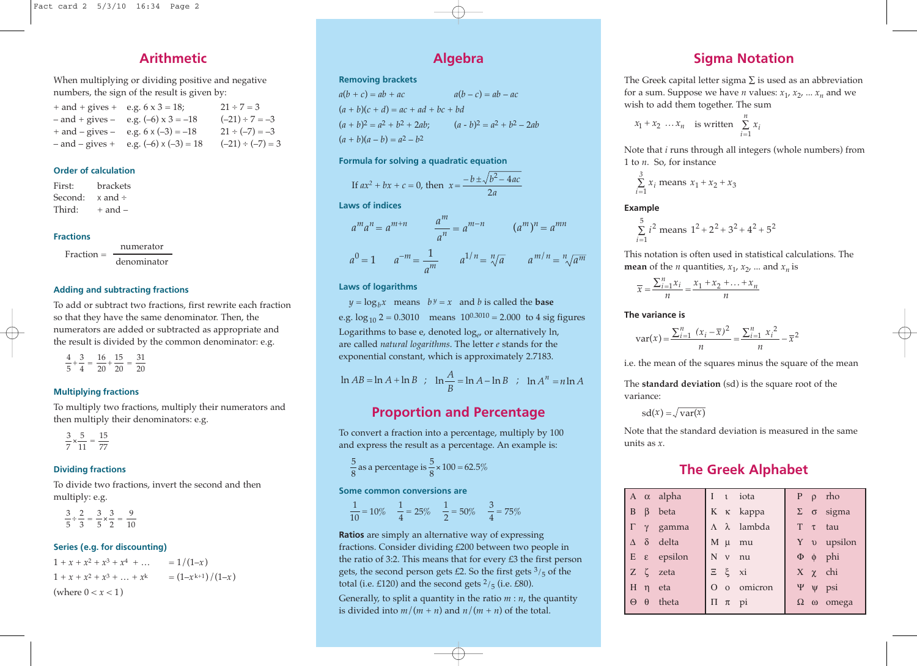# Arithmetic

When multiplying or dividing positive and negative numbers, the sign of the result is given by:

| | | |
|---|---|---|
| + and + gives + | e.g. 6 x 3 = 18; | 21 ÷ 7 = 3 |
| – and + gives – | e.g. (–6) x 3 = –18 | (–21) ÷ 7 = –3 |
| + and – gives – | e.g. 6 x (–3) = –18 | 21 ÷ (–7) = –3 |
| – and – gives + | e.g. (–6) x (–3) = 18 | (–21) ÷ (–7) = 3 |

### Order of calculation

| | |
|---|---|
| First: | brackets |
| Second: | x and ÷ |
| Third: | + and – |

### Fractions

$$\text{Fraction} = \frac{\text{numerator}}{\text{denominator}}$$

### Adding and subtracting fractions

To add or subtract two fractions, first rewrite each fraction so that they have the same denominator. Then, the numerators are added or subtracted as appropriate and the result is divided by the common denominator: e.g.

$$\frac{4}{5} + \frac{3}{4} = \frac{16}{20} + \frac{15}{20} = \frac{31}{20}$$

### Multiplying fractions

To multiply two fractions, multiply their numerators and then multiply their denominators: e.g.

$$\frac{3}{7} \times \frac{5}{11} = \frac{15}{77}$$

### Dividing fractions

To divide two fractions, invert the second and then multiply: e.g.

$$\frac{3}{5} \div \frac{2}{3} = \frac{3}{5} \times \frac{3}{2} = \frac{9}{10}$$

### Series (e.g. for discounting)

$1 + x + x^2 + x^3 + x^4 + \ldots \quad = 1/(1-x)$

$1 + x + x^2 + x^3 + \ldots + x^k \quad = (1-x^{k+1})/(1-x)$

(where $0 < x < 1$)

# Algebra

### Removing brackets

$a(b + c) = ab + ac \qquad a(b - c) = ab - ac$

$(a + b)(c + d) = ac + ad + bc + bd$

$(a + b)^2 = a^2 + b^2 + 2ab; \qquad (a - b)^2 = a^2 + b^2 - 2ab$

$(a + b)(a - b) = a^2 - b^2$

### Formula for solving a quadratic equation

If $ax^2 + bx + c = 0$, then $x = \dfrac{-b \pm \sqrt{b^2 - 4ac}}{2a}$

### Laws of indices

$$a^m a^n = a^{m+n} \qquad \frac{a^m}{a^n} = a^{m-n} \qquad (a^m)^n = a^{mn}$$

$$a^0 = 1 \qquad a^{-m} = \frac{1}{a^m} \qquad a^{1/n} = \sqrt[n]{a} \qquad a^{m/n} = \sqrt[n]{a^m}$$

### Laws of logarithms

$y = \log_b x$ means $b^y = x$ and $b$ is called the **base**

e.g. $\log_{10} 2 = 0.3010$ means $10^{0.3010} = 2.000$ to 4 sig figures

Logarithms to base e, denoted $\log_e$, or alternatively ln, are called *natural logarithms*. The letter *e* stands for the exponential constant, which is approximately 2.7183.

$$\ln AB = \ln A + \ln B \ ; \quad \ln \frac{A}{B} = \ln A - \ln B \ ; \quad \ln A^n = n \ln A$$

# Proportion and Percentage

To convert a fraction into a percentage, multiply by 100 and express the result as a percentage. An example is:

$\frac{5}{8}$ as a percentage is $\frac{5}{8} \times 100 = 62.5\%$

### Some common conversions are

$$\frac{1}{10} = 10\% \qquad \frac{1}{4} = 25\% \qquad \frac{1}{2} = 50\% \qquad \frac{3}{4} = 75\%$$

**Ratios** are simply an alternative way of expressing fractions. Consider dividing £200 between two people in the ratio of 3:2. This means that for every £3 the first person gets, the second person gets £2. So the first gets $^3/_5$ of the total (i.e. £120) and the second gets $^2/_5$ (i.e. £80).

Generally, to split a quantity in the ratio $m : n$, the quantity is divided into $m/(m + n)$ and $n/(m + n)$ of the total.

# Sigma Notation

The Greek capital letter sigma $\Sigma$ is used as an abbreviation for a sum. Suppose we have $n$ values: $x_1, x_2, \ldots x_n$ and we wish to add them together. The sum

$$x_1 + x_2 \ \ldots x_n \quad \text{is written} \quad \sum_{i=1}^{n} x_i$$

Note that $i$ runs through all integers (whole numbers) from 1 to $n$. So, for instance

$$\sum_{i=1}^{3} x_i \text{ means } x_1 + x_2 + x_3$$

**Example**

$$\sum_{i=1}^{5} i^2 \text{ means } 1^2 + 2^2 + 3^2 + 4^2 + 5^2$$

This notation is often used in statistical calculations. The **mean** of the $n$ quantities, $x_1, x_2, \ldots$ and $x_n$ is

$$\bar{x} = \frac{\sum_{i=1}^{n} x_i}{n} = \frac{x_1 + x_2 + \ldots + x_n}{n}$$

**The variance is**

$$\text{var}(x) = \frac{\sum_{i=1}^{n} (x_i - \bar{x})^2}{n} = \frac{\sum_{i=1}^{n} x_i^2}{n} - \bar{x}^2$$

i.e. the mean of the squares minus the square of the mean

The **standard deviation** (sd) is the square root of the variance:

$$\text{sd}(x) = \sqrt{\text{var}(x)}$$

Note that the standard deviation is measured in the same units as $x$.

# The Greek Alphabet

| | | | | | | | | |
|---|---|---|---|---|---|---|---|---|
| Α | α | alpha | Ι | ι | iota | Ρ | ρ | rho |
| Β | β | beta | Κ | κ | kappa | Σ | σ | sigma |
| Γ | γ | gamma | Λ | λ | lambda | Τ | τ | tau |
| Δ | δ | delta | Μ | μ | mu | Υ | υ | upsilon |
| Ε | ε | epsilon | Ν | ν | nu | Φ | ϕ | phi |
| Ζ | ζ | zeta | Ξ | ξ | xi | Χ | χ | chi |
| Η | η | eta | Ο | ο | omicron | Ψ | ψ | psi |
| Θ | θ | theta | Π | π | pi | Ω | ω | omega |